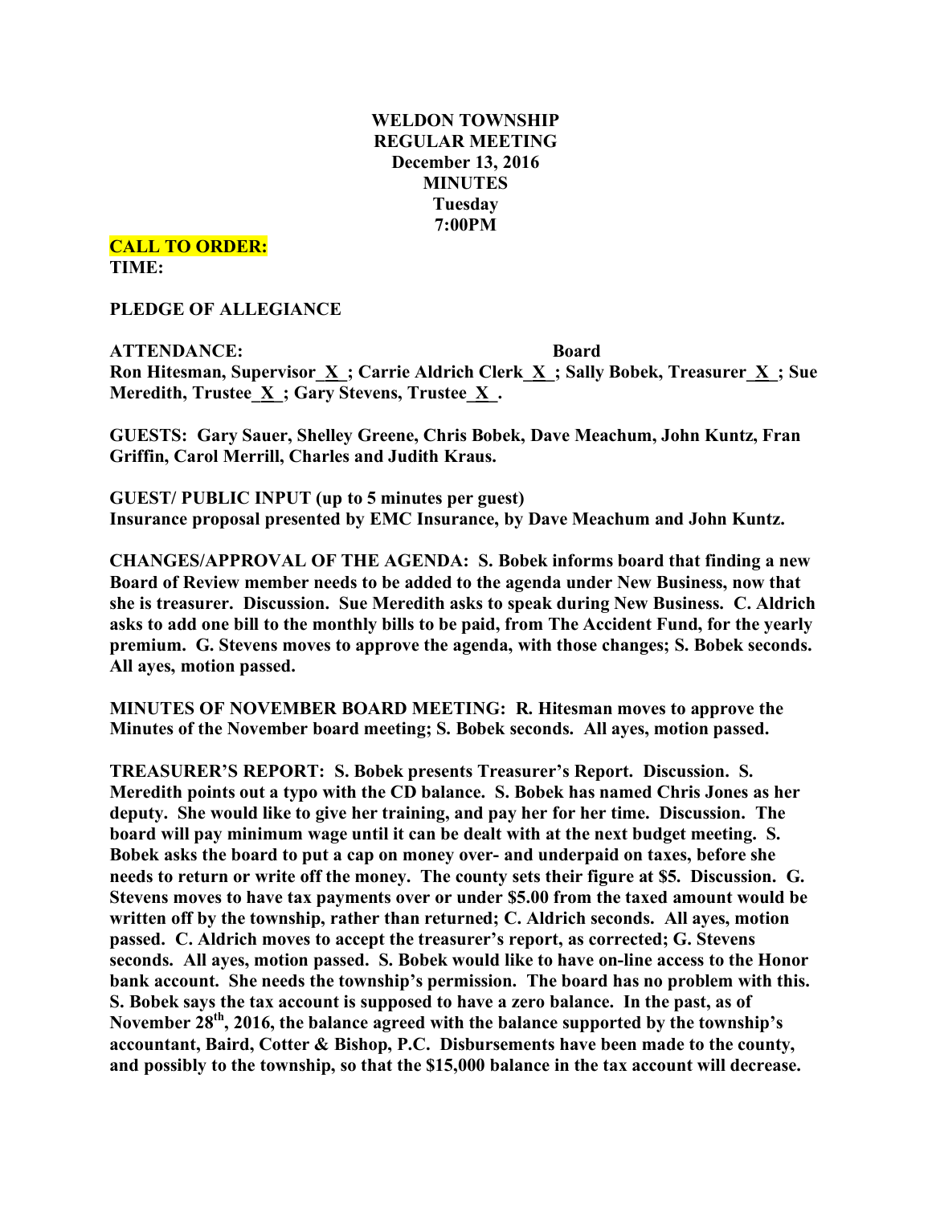**WELDON TOWNSHIP**
**REGULAR MEETING**
**December 13, 2016**
**MINUTES**
**Tuesday**
**7:00PM**

**CALL TO ORDER:**
**TIME:**

**PLEDGE OF ALLEGIANCE**

**ATTENDANCE:** **Board**
**Ron Hitesman, Supervisor_X_; Carrie Aldrich Clerk_X_; Sally Bobek, Treasurer_X_; Sue Meredith, Trustee_X_; Gary Stevens, Trustee_X_.**

**GUESTS: Gary Sauer, Shelley Greene, Chris Bobek, Dave Meachum, John Kuntz, Fran Griffin, Carol Merrill, Charles and Judith Kraus.**

**GUEST/ PUBLIC INPUT (up to 5 minutes per guest)**
**Insurance proposal presented by EMC Insurance, by Dave Meachum and John Kuntz.**

**CHANGES/APPROVAL OF THE AGENDA: S. Bobek informs board that finding a new Board of Review member needs to be added to the agenda under New Business, now that she is treasurer. Discussion. Sue Meredith asks to speak during New Business. C. Aldrich asks to add one bill to the monthly bills to be paid, from The Accident Fund, for the yearly premium. G. Stevens moves to approve the agenda, with those changes; S. Bobek seconds. All ayes, motion passed.**

**MINUTES OF NOVEMBER BOARD MEETING: R. Hitesman moves to approve the Minutes of the November board meeting; S. Bobek seconds. All ayes, motion passed.**

**TREASURER'S REPORT: S. Bobek presents Treasurer's Report. Discussion. S. Meredith points out a typo with the CD balance. S. Bobek has named Chris Jones as her deputy. She would like to give her training, and pay her for her time. Discussion. The board will pay minimum wage until it can be dealt with at the next budget meeting. S. Bobek asks the board to put a cap on money over- and underpaid on taxes, before she needs to return or write off the money. The county sets their figure at $5. Discussion. G. Stevens moves to have tax payments over or under $5.00 from the taxed amount would be written off by the township, rather than returned; C. Aldrich seconds. All ayes, motion passed. C. Aldrich moves to accept the treasurer's report, as corrected; G. Stevens seconds. All ayes, motion passed. S. Bobek would like to have on-line access to the Honor bank account. She needs the township's permission. The board has no problem with this. S. Bobek says the tax account is supposed to have a zero balance. In the past, as of November 28th, 2016, the balance agreed with the balance supported by the township's accountant, Baird, Cotter & Bishop, P.C. Disbursements have been made to the county, and possibly to the township, so that the $15,000 balance in the tax account will decrease.**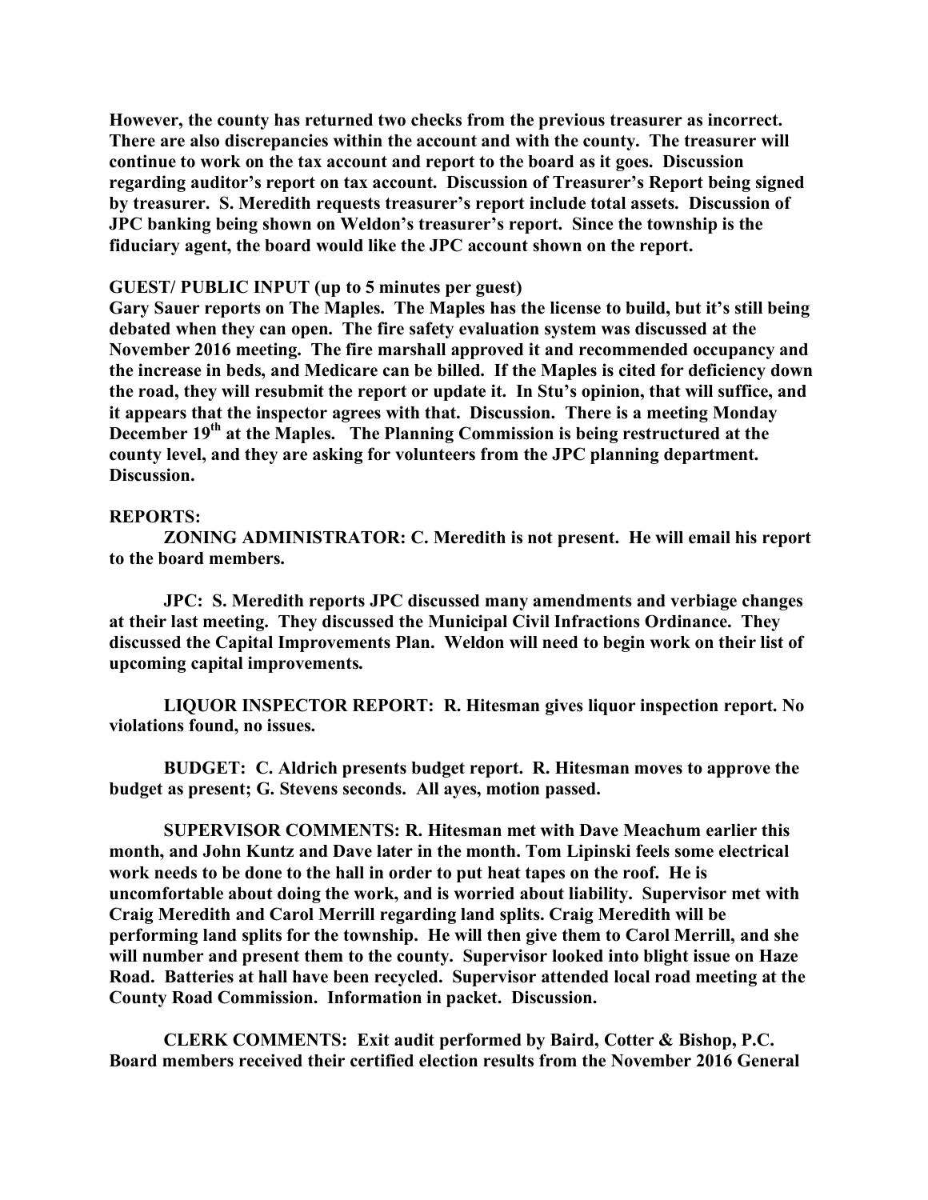**However, the county has returned two checks from the previous treasurer as incorrect. There are also discrepancies within the account and with the county. The treasurer will continue to work on the tax account and report to the board as it goes. Discussion regarding auditor's report on tax account. Discussion of Treasurer's Report being signed by treasurer. S. Meredith requests treasurer's report include total assets. Discussion of JPC banking being shown on Weldon's treasurer's report. Since the township is the fiduciary agent, the board would like the JPC account shown on the report.**

**GUEST/ PUBLIC INPUT (up to 5 minutes per guest)**

**Gary Sauer reports on The Maples. The Maples has the license to build, but it's still being debated when they can open. The fire safety evaluation system was discussed at the November 2016 meeting. The fire marshall approved it and recommended occupancy and the increase in beds, and Medicare can be billed. If the Maples is cited for deficiency down the road, they will resubmit the report or update it. In Stu's opinion, that will suffice, and it appears that the inspector agrees with that. Discussion. There is a meeting Monday December 19th at the Maples. The Planning Commission is being restructured at the county level, and they are asking for volunteers from the JPC planning department. Discussion.**

**REPORTS:**

**ZONING ADMINISTRATOR: C. Meredith is not present. He will email his report to the board members.**

**JPC: S. Meredith reports JPC discussed many amendments and verbiage changes at their last meeting. They discussed the Municipal Civil Infractions Ordinance. They discussed the Capital Improvements Plan. Weldon will need to begin work on their list of upcoming capital improvements.**

**LIQUOR INSPECTOR REPORT: R. Hitesman gives liquor inspection report. No violations found, no issues.**

**BUDGET: C. Aldrich presents budget report. R. Hitesman moves to approve the budget as present; G. Stevens seconds. All ayes, motion passed.**

**SUPERVISOR COMMENTS: R. Hitesman met with Dave Meachum earlier this month, and John Kuntz and Dave later in the month. Tom Lipinski feels some electrical work needs to be done to the hall in order to put heat tapes on the roof. He is uncomfortable about doing the work, and is worried about liability. Supervisor met with Craig Meredith and Carol Merrill regarding land splits. Craig Meredith will be performing land splits for the township. He will then give them to Carol Merrill, and she will number and present them to the county. Supervisor looked into blight issue on Haze Road. Batteries at hall have been recycled. Supervisor attended local road meeting at the County Road Commission. Information in packet. Discussion.**

**CLERK COMMENTS: Exit audit performed by Baird, Cotter & Bishop, P.C. Board members received their certified election results from the November 2016 General**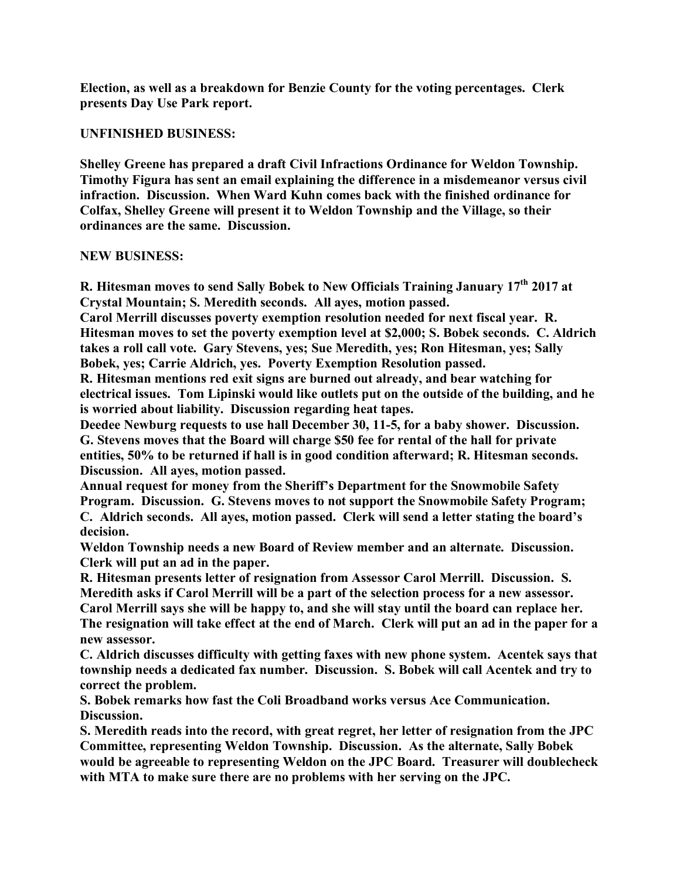**Election, as well as a breakdown for Benzie County for the voting percentages. Clerk presents Day Use Park report.**

**UNFINISHED BUSINESS:**

**Shelley Greene has prepared a draft Civil Infractions Ordinance for Weldon Township. Timothy Figura has sent an email explaining the difference in a misdemeanor versus civil infraction. Discussion. When Ward Kuhn comes back with the finished ordinance for Colfax, Shelley Greene will present it to Weldon Township and the Village, so their ordinances are the same. Discussion.**

**NEW BUSINESS:**

**R. Hitesman moves to send Sally Bobek to New Officials Training January 17th 2017 at Crystal Mountain; S. Meredith seconds. All ayes, motion passed.**

**Carol Merrill discusses poverty exemption resolution needed for next fiscal year. R. Hitesman moves to set the poverty exemption level at $2,000; S. Bobek seconds. C. Aldrich takes a roll call vote. Gary Stevens, yes; Sue Meredith, yes; Ron Hitesman, yes; Sally Bobek, yes; Carrie Aldrich, yes. Poverty Exemption Resolution passed.**

**R. Hitesman mentions red exit signs are burned out already, and bear watching for electrical issues. Tom Lipinski would like outlets put on the outside of the building, and he is worried about liability. Discussion regarding heat tapes.**

**Deedee Newburg requests to use hall December 30, 11-5, for a baby shower. Discussion. G. Stevens moves that the Board will charge $50 fee for rental of the hall for private entities, 50% to be returned if hall is in good condition afterward; R. Hitesman seconds. Discussion. All ayes, motion passed.**

**Annual request for money from the Sheriff's Department for the Snowmobile Safety Program. Discussion. G. Stevens moves to not support the Snowmobile Safety Program; C. Aldrich seconds. All ayes, motion passed. Clerk will send a letter stating the board's decision.**

**Weldon Township needs a new Board of Review member and an alternate. Discussion. Clerk will put an ad in the paper.**

**R. Hitesman presents letter of resignation from Assessor Carol Merrill. Discussion. S. Meredith asks if Carol Merrill will be a part of the selection process for a new assessor. Carol Merrill says she will be happy to, and she will stay until the board can replace her. The resignation will take effect at the end of March. Clerk will put an ad in the paper for a new assessor.**

**C. Aldrich discusses difficulty with getting faxes with new phone system. Acentek says that township needs a dedicated fax number. Discussion. S. Bobek will call Acentek and try to correct the problem.**

**S. Bobek remarks how fast the Coli Broadband works versus Ace Communication. Discussion.**

**S. Meredith reads into the record, with great regret, her letter of resignation from the JPC Committee, representing Weldon Township. Discussion. As the alternate, Sally Bobek would be agreeable to representing Weldon on the JPC Board. Treasurer will doublecheck with MTA to make sure there are no problems with her serving on the JPC.**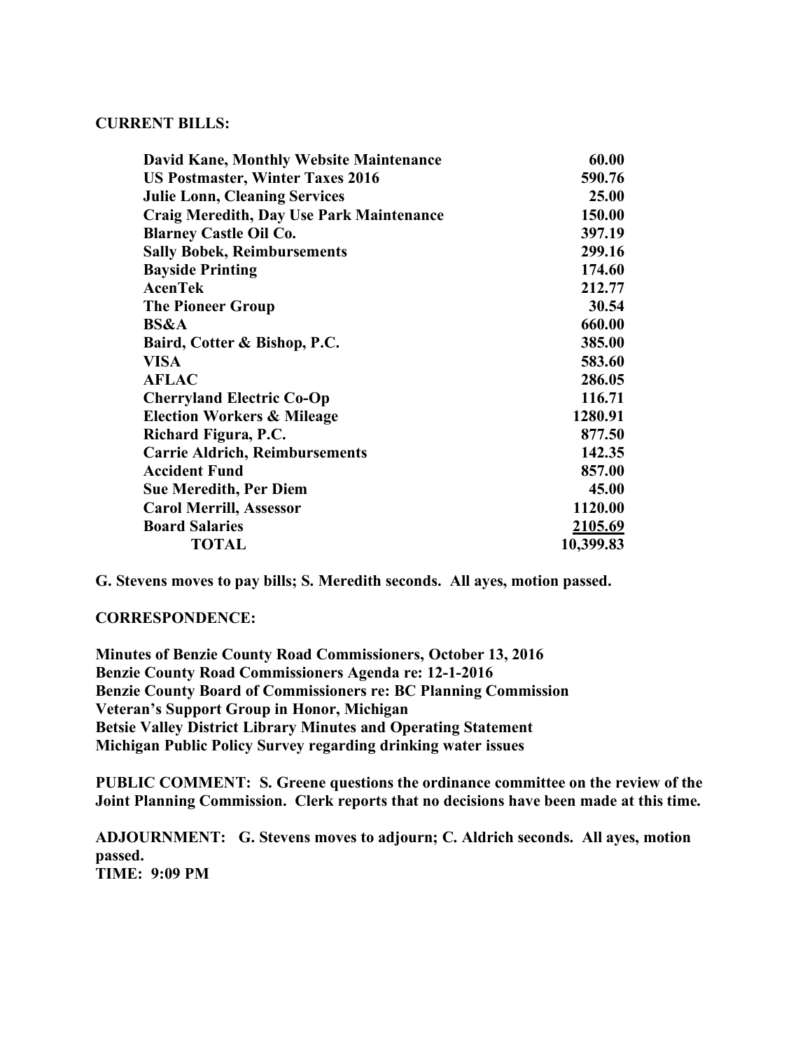**CURRENT BILLS:**

| | |
|---|---|
| **David Kane, Monthly Website Maintenance** | **60.00** |
| **US Postmaster, Winter Taxes 2016** | **590.76** |
| **Julie Lonn, Cleaning Services** | **25.00** |
| **Craig Meredith, Day Use Park Maintenance** | **150.00** |
| **Blarney Castle Oil Co.** | **397.19** |
| **Sally Bobek, Reimbursements** | **299.16** |
| **Bayside Printing** | **174.60** |
| **AcenTek** | **212.77** |
| **The Pioneer Group** | **30.54** |
| **BS&A** | **660.00** |
| **Baird, Cotter & Bishop, P.C.** | **385.00** |
| **VISA** | **583.60** |
| **AFLAC** | **286.05** |
| **Cherryland Electric Co-Op** | **116.71** |
| **Election Workers & Mileage** | **1280.91** |
| **Richard Figura, P.C.** | **877.50** |
| **Carrie Aldrich, Reimbursements** | **142.35** |
| **Accident Fund** | **857.00** |
| **Sue Meredith, Per Diem** | **45.00** |
| **Carol Merrill, Assessor** | **1120.00** |
| **Board Salaries** | **2105.69** |
| **TOTAL** | **10,399.83** |

**G. Stevens moves to pay bills; S. Meredith seconds. All ayes, motion passed.**

**CORRESPONDENCE:**

**Minutes of Benzie County Road Commissioners, October 13, 2016**
**Benzie County Road Commissioners Agenda re: 12-1-2016**
**Benzie County Board of Commissioners re: BC Planning Commission**
**Veteran's Support Group in Honor, Michigan**
**Betsie Valley District Library Minutes and Operating Statement**
**Michigan Public Policy Survey regarding drinking water issues**

**PUBLIC COMMENT: S. Greene questions the ordinance committee on the review of the Joint Planning Commission. Clerk reports that no decisions have been made at this time.**

**ADJOURNMENT: G. Stevens moves to adjourn; C. Aldrich seconds. All ayes, motion passed.**
**TIME: 9:09 PM**